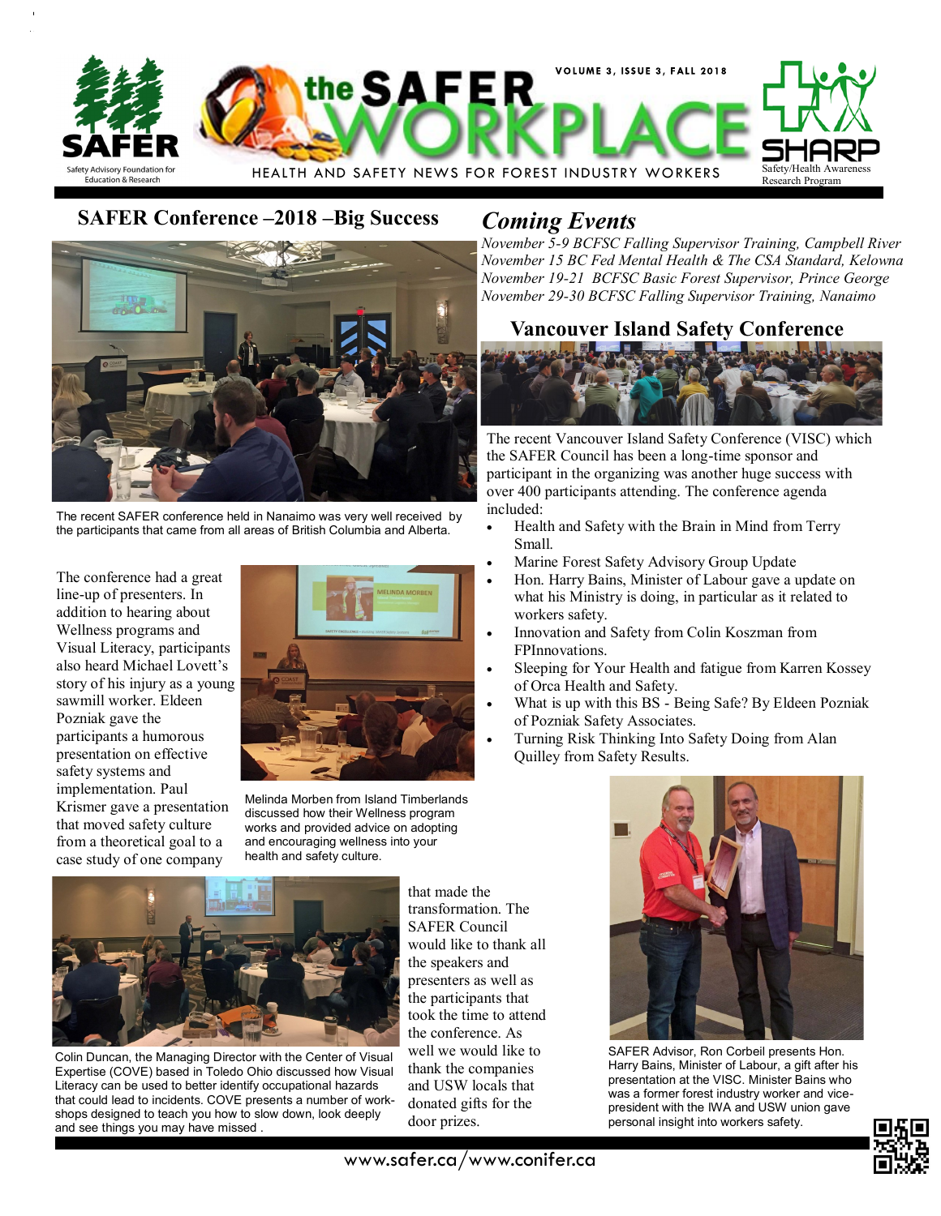# the SAFER WORKPLACE

HEALTH AND SAFETY NEWS FOR FOREST INDUSTRY WORKERS

SAFER — Safety Advisory Foundation for Education & Research

SHARP — Safety/Health Awareness Research Program

## SAFER Conference –2018 –Big Success

The recent SAFER conference held in Nanaimo was very well received by the participants that came from all areas of British Columbia and Alberta.

The conference had a great line-up of presenters. In addition to hearing about Wellness programs and Visual Literacy, participants also heard Michael Lovett's story of his injury as a young sawmill worker. Eldeen Pozniak gave the participants a humorous presentation on effective safety systems and implementation. Paul Krismer gave a presentation that moved safety culture from a theoretical goal to a case study of one company that made the transformation. The SAFER Council would like to thank all the speakers and presenters as well as the participants that took the time to attend the conference. As well we would like to thank the companies and USW locals that donated gifts for the door prizes.

Melinda Morben from Island Timberlands discussed how their Wellness program works and provided advice on adopting and encouraging wellness into your health and safety culture.

Colin Duncan, the Managing Director with the Center of Visual Expertise (COVE) based in Toledo Ohio discussed how Visual Literacy can be used to better identify occupational hazards that could lead to incidents. COVE presents a number of work-shops designed to teach you how to slow down, look deeply and see things you may have missed .

## *Coming Events*

*November 5-9 BCFSC Falling Supervisor Training, Campbell River*
*November 15 BC Fed Mental Health & The CSA Standard, Kelowna*
*November 19-21 BCFSC Basic Forest Supervisor, Prince George*
*November 29-30 BCFSC Falling Supervisor Training, Nanaimo*

## Vancouver Island Safety Conference

The recent Vancouver Island Safety Conference (VISC) which the SAFER Council has been a long-time sponsor and participant in the organizing was another huge success with over 400 participants attending. The conference agenda included:

- Health and Safety with the Brain in Mind from Terry Small.
- Marine Forest Safety Advisory Group Update
- Hon. Harry Bains, Minister of Labour gave a update on what his Ministry is doing, in particular as it related to workers safety.
- Innovation and Safety from Colin Koszman from FPInnovations.
- Sleeping for Your Health and fatigue from Karren Kossey of Orca Health and Safety.
- What is up with this BS - Being Safe? By Eldeen Pozniak of Pozniak Safety Associates.
- Turning Risk Thinking Into Safety Doing from Alan Quilley from Safety Results.

SAFER Advisor, Ron Corbeil presents Hon. Harry Bains, Minister of Labour, a gift after his presentation at the VISC. Minister Bains who was a former forest industry worker and vice-president with the IWA and USW union gave personal insight into workers safety.

www.safer.ca/www.conifer.ca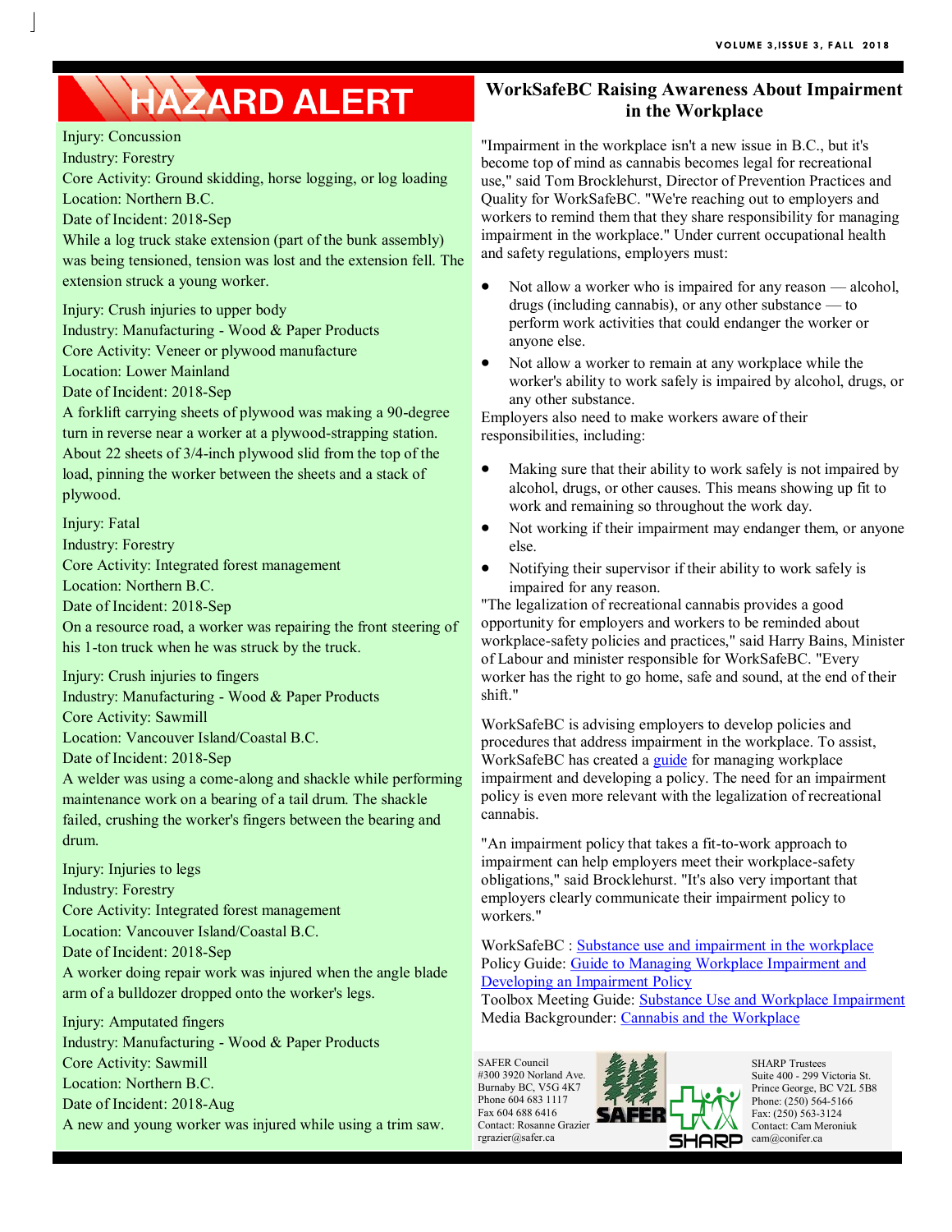# HAZARD ALERT

Injury: Concussion
Industry: Forestry
Core Activity: Ground skidding, horse logging, or log loading
Location: Northern B.C.
Date of Incident: 2018-Sep
While a log truck stake extension (part of the bunk assembly) was being tensioned, tension was lost and the extension fell. The extension struck a young worker.

Injury: Crush injuries to upper body
Industry: Manufacturing - Wood & Paper Products
Core Activity: Veneer or plywood manufacture
Location: Lower Mainland
Date of Incident: 2018-Sep
A forklift carrying sheets of plywood was making a 90-degree turn in reverse near a worker at a plywood-strapping station. About 22 sheets of 3/4-inch plywood slid from the top of the load, pinning the worker between the sheets and a stack of plywood.

Injury: Fatal
Industry: Forestry
Core Activity: Integrated forest management
Location: Northern B.C.
Date of Incident: 2018-Sep
On a resource road, a worker was repairing the front steering of his 1-ton truck when he was struck by the truck.

Injury: Crush injuries to fingers
Industry: Manufacturing - Wood & Paper Products
Core Activity: Sawmill
Location: Vancouver Island/Coastal B.C.
Date of Incident: 2018-Sep
A welder was using a come-along and shackle while performing maintenance work on a bearing of a tail drum. The shackle failed, crushing the worker's fingers between the bearing and drum.

Injury: Injuries to legs
Industry: Forestry
Core Activity: Integrated forest management
Location: Vancouver Island/Coastal B.C.
Date of Incident: 2018-Sep
A worker doing repair work was injured when the angle blade arm of a bulldozer dropped onto the worker's legs.

Injury: Amputated fingers
Industry: Manufacturing - Wood & Paper Products
Core Activity: Sawmill
Location: Northern B.C.
Date of Incident: 2018-Aug
A new and young worker was injured while using a trim saw.

## WorkSafeBC Raising Awareness About Impairment in the Workplace

"Impairment in the workplace isn't a new issue in B.C., but it's become top of mind as cannabis becomes legal for recreational use," said Tom Brocklehurst, Director of Prevention Practices and Quality for WorkSafeBC. "We're reaching out to employers and workers to remind them that they share responsibility for managing impairment in the workplace." Under current occupational health and safety regulations, employers must:

- Not allow a worker who is impaired for any reason — alcohol, drugs (including cannabis), or any other substance — to perform work activities that could endanger the worker or anyone else.
- Not allow a worker to remain at any workplace while the worker's ability to work safely is impaired by alcohol, drugs, or any other substance.

Employers also need to make workers aware of their responsibilities, including:

- Making sure that their ability to work safely is not impaired by alcohol, drugs, or other causes. This means showing up fit to work and remaining so throughout the work day.
- Not working if their impairment may endanger them, or anyone else.
- Notifying their supervisor if their ability to work safely is impaired for any reason.

"The legalization of recreational cannabis provides a good opportunity for employers and workers to be reminded about workplace-safety policies and practices," said Harry Bains, Minister of Labour and minister responsible for WorkSafeBC. "Every worker has the right to go home, safe and sound, at the end of their shift."

WorkSafeBC is advising employers to develop policies and procedures that address impairment in the workplace. To assist, WorkSafeBC has created a guide for managing workplace impairment and developing a policy. The need for an impairment policy is even more relevant with the legalization of recreational cannabis.

"An impairment policy that takes a fit-to-work approach to impairment can help employers meet their workplace-safety obligations," said Brocklehurst. "It's also very important that employers clearly communicate their impairment policy to workers."

WorkSafeBC : Substance use and impairment in the workplace
Policy Guide: Guide to Managing Workplace Impairment and Developing an Impairment Policy
Toolbox Meeting Guide: Substance Use and Workplace Impairment
Media Backgrounder: Cannabis and the Workplace

SAFER Council
#300 3920 Norland Ave.
Burnaby BC, V5G 4K7
Phone 604 683 1117
Fax 604 688 6416
Contact: Rosanne Grazier
rgrazier@safer.ca

SAFER

SHARP

SHARP Trustees
Suite 400 - 299 Victoria St.
Prince George, BC V2L 5B8
Phone: (250) 564-5166
Fax: (250) 563-3124
Contact: Cam Meroniuk
cam@conifer.ca